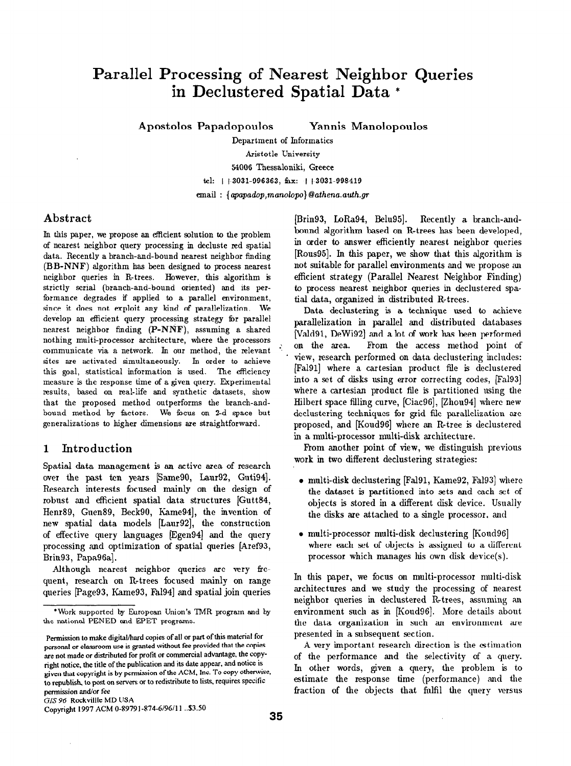# Parallel Processing of Nearest Neighbor Queries in Declustered Spatial Data *

**Apostolos Papadopoulos** **Yannis Manolopoulos**

Department of Informatics
Aristotle University
54006 Thessaloniki, Greece
tel: ++3031-996363, fax: ++3031-998419
email : *{apapadop,manolopo}@athena.auth.gr*

## Abstract

In this paper, we propose an efficient solution to the problem of nearest neighbor query processing in decluste red spatial data. Recently a branch-and-bound nearest neighbor finding (**BB-NNF**) algorithm has been designed to process nearest neighbor queries in R-trees. However, this algorithm is strictly serial (branch-and-bound oriented) and its performance degrades if applied to a parallel environment, since it does not exploit any kind of parallelization. We develop an efficient query processing strategy for parallel nearest neighbor finding (**P-NNF**), assuming a shared nothing multi-processor architecture, where the processors communicate via a network. In our method, the relevant sites are activated simultaneously. In order to achieve this goal, statistical information is used. The efficiency measure is the response time of a given query. Experimental results, based on real-life and synthetic datasets, show that the proposed method outperforms the branch-and-bound method by factors. We focus on 2-d space but generalizations to higher dimensions are straightforward.

## 1 Introduction

Spatial data management is an active area of research over the past ten years [Same90, Laur92, Guti94]. Research interests focused mainly on the design of robust and efficient spatial data structures [Gutt84, Henr89, Guen89, Beck90, Kame94], the invention of new spatial data models [Laur92], the construction of effective query languages [Egen94] and the query processing and optimization of spatial queries [Aref93, Brin93, Papa96a].

Although nearest neighbor queries are very frequent, research on R-trees focused mainly on range queries [Page93, Kame93, Fal94] and spatial join queries [Brin93, LoRa94, Belu95]. Recently a branch-and-bound algorithm based on R-trees has been developed, in order to answer efficiently nearest neighbor queries [Rous95]. In this paper, we show that this algorithm is not suitable for parallel environments and we propose an efficient strategy (Parallel Nearest Neighbor Finding) to process nearest neighbor queries in declustered spatial data, organized in distributed R-trees.

Data declustering is a technique used to achieve parallelization in parallel and distributed databases [Vald91, DeWi92] and a lot of work has been performed on the area. From the access method point of view, research performed on data declustering includes: [Fal91] where a cartesian product file is declustered into a set of disks using error correcting codes, [Fal93] where a cartesian product file is partitioned using the Hilbert space filling curve, [Ciac96], [Zhou94] where new declustering techniques for grid file parallelization are proposed, and [Koud96] where an R-tree is declustered in a multi-processor multi-disk architecture.

From another point of view, we distinguish previous work in two different declustering strategies:

- multi-disk declustering [Fal91, Kame92, Fal93] where the dataset is partitioned into sets and each set of objects is stored in a different disk device. Usually the disks are attached to a single processor, and
- multi-processor multi-disk declustering [Koud96] where each set of objects is assigned to a different processor which manages his own disk device(s).

In this paper, we focus on multi-processor multi-disk architectures and we study the processing of nearest neighbor queries in declustered R-trees, assuming an environment such as in [Koud96]. More details about the data organization in such an environment are presented in a subsequent section.

A very important research direction is the estimation of the performance and the selectivity of a query. In other words, given a query, the problem is to estimate the response time (performance) and the fraction of the objects that fulfil the query versus

---

*Work supported by European Union's TMR program and by the national PENED and EPET programs.

Permission to make digital/hard copies of all or part of this material for personal or classroom use is granted without fee provided that the copies are not made or distributed for profit or commercial advantage, the copyright notice, the title of the publication and its date appear, and notice is given that copyright is by permission of the ACM, Inc. To copy otherwise, to republish, to post on servers or to redistribute to lists, requires specific permission and/or fee

*GIS 96* Rockvillle MD USA
Copyright 1997 ACM 0-89791-874-6/96/11 ..$3.50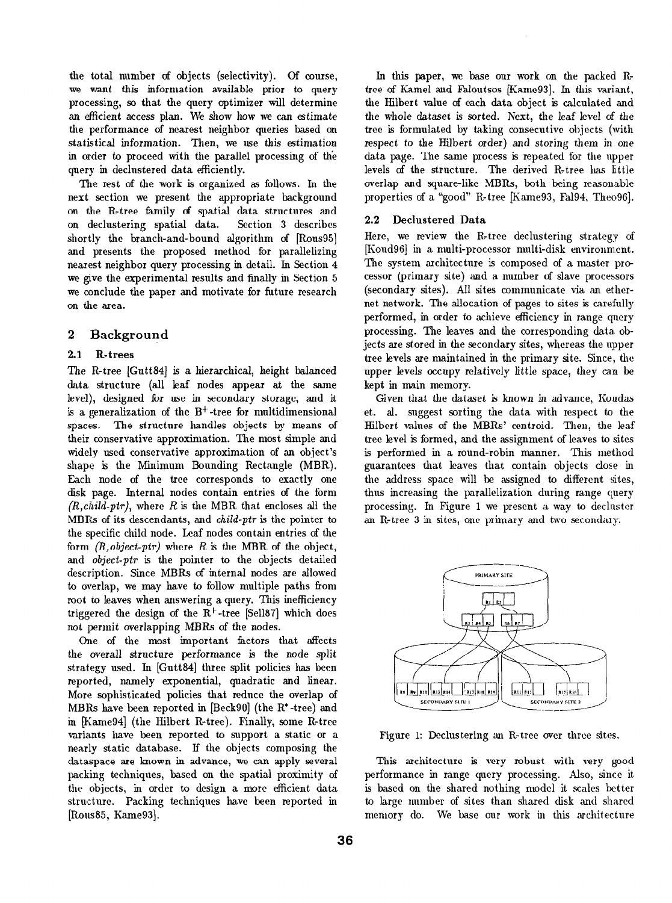the total number of objects (selectivity). Of course, we want this information available prior to query processing, so that the query optimizer will determine an efficient access plan. We show how we can estimate the performance of nearest neighbor queries based on statistical information. Then, we use this estimation in order to proceed with the parallel processing of the query in declustered data efficiently.

The rest of the work is organized as follows. In the next section we present the appropriate background on the R-tree family of spatial data structures and on declustering spatial data. Section 3 describes shortly the branch-and-bound algorithm of [Rous95] and presents the proposed method for parallelizing nearest neighbor query processing in detail. In Section 4 we give the experimental results and finally in Section 5 we conclude the paper and motivate for future research on the area.

## 2 Background

### 2.1 R-trees

The R-tree [Gutt84] is a hierarchical, height balanced data structure (all leaf nodes appear at the same level), designed for use in secondary storage, and it is a generalization of the $B^+$-tree for multidimensional spaces. The structure handles objects by means of their conservative approximation. The most simple and widely used conservative approximation of an object's shape is the Minimum Bounding Rectangle (MBR). Each node of the tree corresponds to exactly one disk page. Internal nodes contain entries of the form *(R,child-ptr)*, where *R* is the MBR that encloses all the MBRs of its descendants, and *child-ptr* is the pointer to the specific child node. Leaf nodes contain entries of the form *(R,object-ptr)* where *R* is the MBR of the object, and *object-ptr* is the pointer to the objects detailed description. Since MBRs of internal nodes are allowed to overlap, we may have to follow multiple paths from root to leaves when answering a query. This inefficiency triggered the design of the $R^+$-tree [Sell87] which does not permit overlapping MBRs of the nodes.

One of the most important factors that affects the overall structure performance is the node split strategy used. In [Gutt84] three split policies has been reported, namely exponential, quadratic and linear. More sophisticated policies that reduce the overlap of MBRs have been reported in [Beck90] (the $R^*$-tree) and in [Kame94] (the Hilbert R-tree). Finally, some R-tree variants have been reported to support a static or a nearly static database. If the objects composing the dataspace are known in advance, we can apply several packing techniques, based on the spatial proximity of the objects, in order to design a more efficient data structure. Packing techniques have been reported in [Rous85, Kame93].

In this paper, we base our work on the packed R-tree of Kamel and Faloutsos [Kame93]. In this variant, the Hilbert value of each data object is calculated and the whole dataset is sorted. Next, the leaf level of the tree is formulated by taking consecutive objects (with respect to the Hilbert order) and storing them in one data page. The same process is repeated for the upper levels of the structure. The derived R-tree has little overlap and square-like MBRs, both being reasonable properties of a "good" R-tree [Kame93, Fal94, Theo96].

### 2.2 Declustered Data

Here, we review the R-tree declustering strategy of [Koud96] in a multi-processor multi-disk environment. The system architecture is composed of a master processor (primary site) and a number of slave processors (secondary sites). All sites communicate via an ethernet network. The allocation of pages to sites is carefully performed, in order to achieve efficiency in range query processing. The leaves and the corresponding data objects are stored in the secondary sites, whereas the upper tree levels are maintained in the primary site. Since, the upper levels occupy relatively little space, they can be kept in main memory.

Given that the dataset is known in advance, Koudas et. al. suggest sorting the data with respect to the Hilbert values of the MBRs' centroid. Then, the leaf tree level is formed, and the assignment of leaves to sites is performed in a round-robin manner. This method guarantees that leaves that contain objects close in the address space will be assigned to different sites, thus increasing the parallelization during range query processing. In Figure 1 we present a way to decluster an R-tree 3 in sites, one primary and two secondary.

Figure 1: Declustering an R-tree over three sites.

This architecture is very robust with very good performance in range query processing. Also, since it is based on the shared nothing model it scales better to large number of sites than shared disk and shared memory do. We base our work in this architecture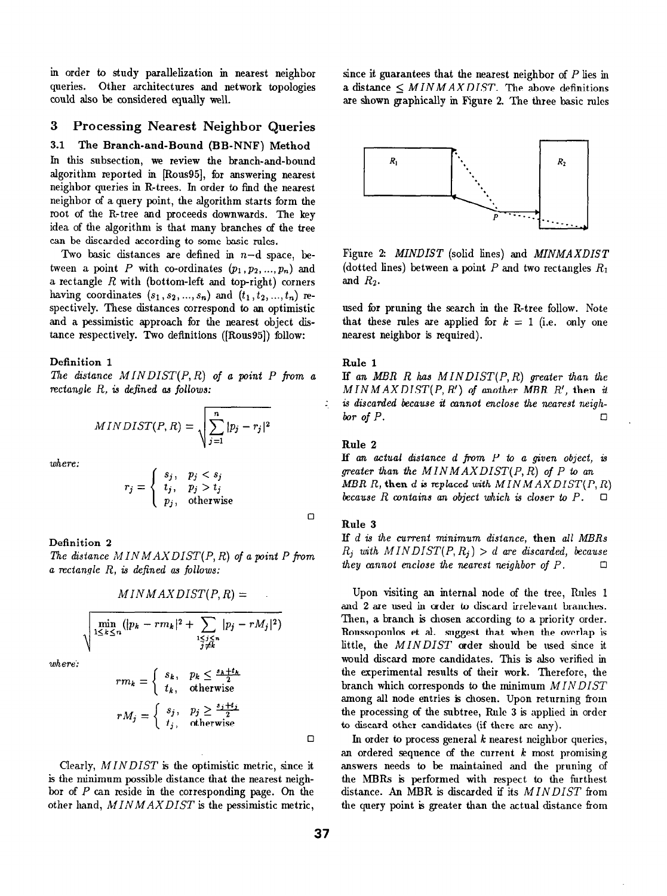in order to study parallelization in nearest neighbor queries. Other architectures and network topologies could also be considered equally well.

## 3 Processing Nearest Neighbor Queries

### 3.1 The Branch-and-Bound (BB-NNF) Method

In this subsection, we review the branch-and-bound algorithm reported in [Rous95], for answering nearest neighbor queries in R-trees. In order to find the nearest neighbor of a query point, the algorithm starts form the root of the R-tree and proceeds downwards. The key idea of the algorithm is that many branches of the tree can be discarded according to some basic rules.

Two basic distances are defined in $n$–d space, between a point $P$ with co-ordinates $(p_1, p_2, ..., p_n)$ and a rectangle $R$ with (bottom-left and top-right) corners having coordinates $(s_1, s_2, ..., s_n)$ and $(t_1, t_2, ..., t_n)$ respectively. These distances correspond to an optimistic and a pessimistic approach for the nearest object distance respectively. Two definitions ([Rous95]) follow:

**Definition 1**

*The distance $MINDIST(P, R)$ of a point $P$ from a rectangle $R$, is defined as follows:*

$$MINDIST(P, R) = \sqrt{\sum_{j=1}^{n} |p_j - r_j|^2}$$

*where:*

$$r_j = \begin{cases} s_j, & p_j < s_j \\ t_j, & p_j > t_j \\ p_j, & \text{otherwise} \end{cases}$$

□

**Definition 2**

*The distance $MINMAXDIST(P, R)$ of a point $P$ from a rectangle $R$, is defined as follows:*

$$MINMAXDIST(P, R) =$$

$$\sqrt{\min_{1 \leq k \leq n} (|p_k - rm_k|^2 + \sum_{\substack{1 \leq j \leq n \\ j \neq k}} |p_j - rM_j|^2)}$$

*where:*

$$rm_k = \begin{cases} s_k, & p_k \leq \frac{s_k + t_k}{2} \\ t_k, & \text{otherwise} \end{cases}$$

$$rM_j = \begin{cases} s_j, & p_j \geq \frac{s_j + t_j}{2} \\ t_j, & \text{otherwise} \end{cases}$$

□

Clearly, $MINDIST$ is the optimistic metric, since it is the minimum possible distance that the nearest neighbor of $P$ can reside in the corresponding page. On the other hand, $MINMAXDIST$ is the pessimistic metric, since it guarantees that the nearest neighbor of $P$ lies in a distance $\leq MINMAXDIST$. The above definitions are shown graphically in Figure 2. The three basic rules used for pruning the search in the R-tree follow. Note that these rules are applied for $k = 1$ (i.e. only one nearest neighbor is required).

Figure 2: *MINDIST* (solid lines) and *MINMAXDIST* (dotted lines) between a point $P$ and two rectangles $R_1$ and $R_2$.

**Rule 1**

*If an MBR $R$ has $MINDIST(P, R)$ greater than the $MINMAXDIST(P, R')$ of another MBR $R'$, then it is discarded because it cannot enclose the nearest neighbor of $P$.* □

**Rule 2**

*If an actual distance $d$ from $P$ to a given object, is greater than the $MINMAXDIST(P, R)$ of $P$ to an MBR $R$, then $d$ is replaced with $MINMAXDIST(P, R)$ because $R$ contains an object which is closer to $P$.* □

**Rule 3**

*If $d$ is the current minimum distance, then all MBRs $R_j$ with $MINDIST(P, R_j) > d$ are discarded, because they cannot enclose the nearest neighbor of $P$.* □

Upon visiting an internal node of the tree, Rules 1 and 2 are used in order to discard irrelevant branches. Then, a branch is chosen according to a priority order. Roussopoulos et al. suggest that when the overlap is little, the $MINDIST$ order should be used since it would discard more candidates. This is also verified in the experimental results of their work. Therefore, the branch which corresponds to the minimum $MINDIST$ among all node entries is chosen. Upon returning from the processing of the subtree, Rule 3 is applied in order to discard other candidates (if there are any).

In order to process general $k$ nearest neighbor queries, an ordered sequence of the current $k$ most promising answers needs to be maintained and the pruning of the MBRs is performed with respect to the furthest distance. An MBR is discarded if its $MINDIST$ from the query point is greater than the actual distance from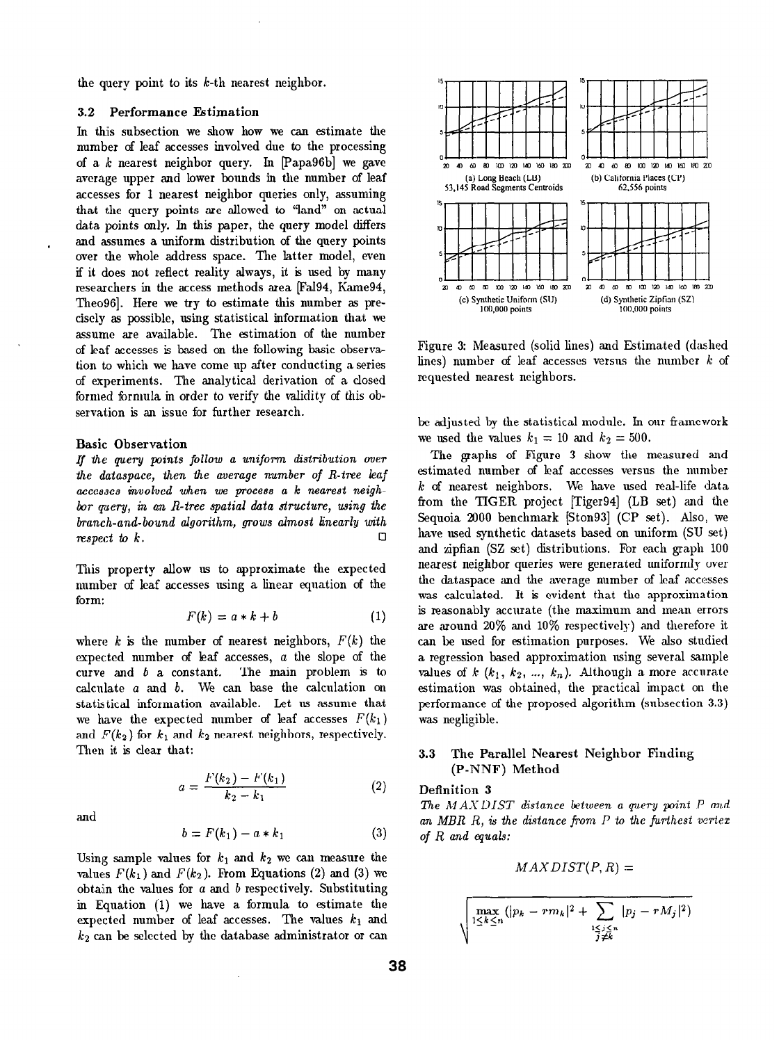the query point to its $k$-th nearest neighbor.

### 3.2 Performance Estimation

In this subsection we show how we can estimate the number of leaf accesses involved due to the processing of a $k$ nearest neighbor query. In [Papa96b] we gave average upper and lower bounds in the number of leaf accesses for 1 nearest neighbor queries only, assuming that the query points are allowed to "land" on actual data points only. In this paper, the query model differs and assumes a uniform distribution of the query points over the whole address space. The latter model, even if it does not reflect reality always, it is used by many researchers in the access methods area [Fal94, Kame94, Theo96]. Here we try to estimate this number as precisely as possible, using statistical information that we assume are available. The estimation of the number of leaf accesses is based on the following basic observation to which we have come up after conducting a series of experiments. The analytical derivation of a closed formed formula in order to verify the validity of this observation is an issue for further research.

**Basic Observation**

*If the query points follow a uniform distribution over the dataspace, then the average number of R-tree leaf accesses involved when we process a k nearest neighbor query, in an R-tree spatial data structure, using the branch-and-bound algorithm, grows almost linearly with respect to k.* □

This property allow us to approximate the expected number of leaf accesses using a linear equation of the form:

$$F(k) = a * k + b \quad (1)$$

where $k$ is the number of nearest neighbors, $F(k)$ the expected number of leaf accesses, $a$ the slope of the curve and $b$ a constant. The main problem is to calculate $a$ and $b$. We can base the calculation on statistical information available. Let us assume that we have the expected number of leaf accesses $F(k_1)$ and $F(k_2)$ for $k_1$ and $k_2$ nearest neighbors, respectively. Then it is clear that:

$$a = \frac{F(k_2) - F(k_1)}{k_2 - k_1} \quad (2)$$

and

$$b = F(k_1) - a * k_1 \quad (3)$$

Using sample values for $k_1$ and $k_2$ we can measure the values $F(k_1)$ and $F(k_2)$. From Equations (2) and (3) we obtain the values for $a$ and $b$ respectively. Substituting in Equation (1) we have a formula to estimate the expected number of leaf accesses. The values $k_1$ and $k_2$ can be selected by the database administrator or can be adjusted by the statistical module. In our framework we used the values $k_1 = 10$ and $k_2 = 500$.

(a) Long Beach (LB) 53,145 Road Segments Centroids

(b) California Places (CP) 62,556 points

(c) Synthetic Uniform (SU) 100,000 points

(d) Synthetic Zipfian (SZ) 100,000 points

Figure 3: Measured (solid lines) and Estimated (dashed lines) number of leaf accesses versus the number $k$ of requested nearest neighbors.

The graphs of Figure 3 show the measured and estimated number of leaf accesses versus the number $k$ of nearest neighbors. We have used real-life data from the TIGER project [Tiger94] (LB set) and the Sequoia 2000 benchmark [Ston93] (CP set). Also, we have used synthetic datasets based on uniform (SU set) and zipfian (SZ set) distributions. For each graph 100 nearest neighbor queries were generated uniformly over the dataspace and the average number of leaf accesses was calculated. It is evident that the approximation is reasonably accurate (the maximum and mean errors are around 20% and 10% respectively) and therefore it can be used for estimation purposes. We also studied a regression based approximation using several sample values of $k$ ($k_1$, $k_2$, ..., $k_n$). Although a more accurate estimation was obtained, the practical impact on the performance of the proposed algorithm (subsection 3.3) was negligible.

### 3.3 The Parallel Nearest Neighbor Finding (P-NNF) Method

**Definition 3**

*The $MAXDIST$ distance between a query point $P$ and an MBR $R$, is the distance from $P$ to the furthest vertex of $R$ and equals:*

$$MAXDIST(P, R) =$$

$$\sqrt{\max_{1 \le k \le n} \left( |p_k - rm_k|^2 + \sum_{\substack{1 \le j \le n \\ j \ne k}} |p_j - rM_j|^2 \right)}$$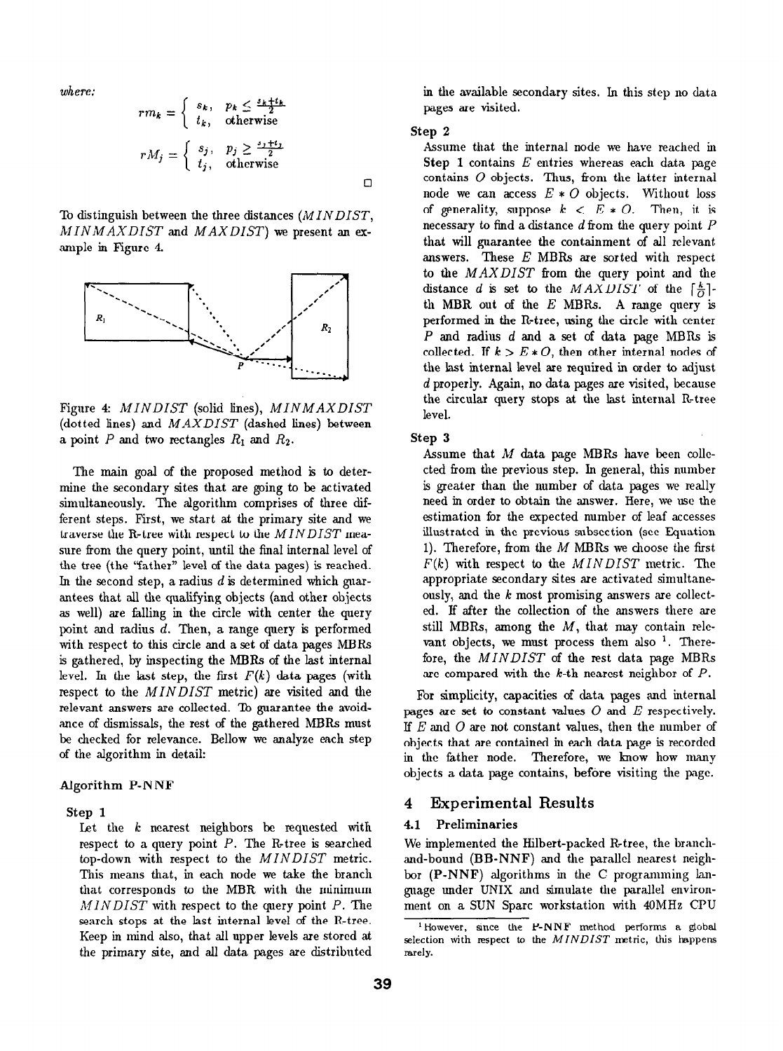*where:*

$$rm_k = \begin{cases} s_k, & p_k \leq \frac{s_k+t_k}{2} \\ t_k, & \text{otherwise} \end{cases}$$

$$rM_j = \begin{cases} s_j, & p_j \geq \frac{s_j+t_j}{2} \\ t_j, & \text{otherwise} \end{cases}$$

□

To distinguish between the three distances ($MINDIST$, $MINMAXDIST$ and $MAXDIST$) we present an example in Figure 4.

$R_1$

$R_2$

$P$

Figure 4: $MINDIST$ (solid lines), $MINMAXDIST$ (dotted lines) and $MAXDIST$ (dashed lines) between a point $P$ and two rectangles $R_1$ and $R_2$.

The main goal of the proposed method is to determine the secondary sites that are going to be activated simultaneously. The algorithm comprises of three different steps. First, we start at the primary site and we traverse the R-tree with respect to the $MINDIST$ measure from the query point, until the final internal level of the tree (the "father" level of the data pages) is reached. In the second step, a radius $d$ is determined which guarantees that all the qualifying objects (and other objects as well) are falling in the circle with center the query point and radius $d$. Then, a range query is performed with respect to this circle and a set of data pages MBRs is gathered, by inspecting the MBRs of the last internal level. In the last step, the first $F(k)$ data pages (with respect to the $MINDIST$ metric) are visited and the relevant answers are collected. To guarantee the avoidance of dismissals, the rest of the gathered MBRs must be checked for relevance. Bellow we analyze each step of the algorithm in detail:

**Algorithm P-NNF**

**Step 1**

Let the $k$ nearest neighbors be requested with respect to a query point $P$. The R-tree is searched top-down with respect to the $MINDIST$ metric. This means that, in each node we take the branch that corresponds to the MBR with the minimum $MINDIST$ with respect to the query point $P$. The search stops at the last internal level of the R-tree. Keep in mind also, that all upper levels are stored at the primary site, and all data pages are distributed in the available secondary sites. In this step no data pages are visited.

**Step 2**

Assume that the internal node we have reached in **Step 1** contains $E$ entries whereas each data page contains $O$ objects. Thus, from the latter internal node we can access $E * O$ objects. Without loss of generality, suppose $k < E * O$. Then, it is necessary to find a distance $d$ from the query point $P$ that will guarantee the containment of all relevant answers. These $E$ MBRs are sorted with respect to the $MAXDIST$ from the query point and the distance $d$ is set to the $MAXDIST$ of the $\lceil \frac{k}{O} \rceil$-th MBR out of the $E$ MBRs. A range query is performed in the R-tree, using the circle with center $P$ and radius $d$ and a set of data page MBRs is collected. If $k > E * O$, then other internal nodes of the last internal level are required in order to adjust $d$ properly. Again, no data pages are visited, because the circular query stops at the last internal R-tree level.

**Step 3**

Assume that $M$ data page MBRs have been collected from the previous step. In general, this number is greater than the number of data pages we really need in order to obtain the answer. Here, we use the estimation for the expected number of leaf accesses illustrated in the previous subsection (see Equation 1). Therefore, from the $M$ MBRs we choose the first $F(k)$ with respect to the $MINDIST$ metric. The appropriate secondary sites are activated simultaneously, and the $k$ most promising answers are collected. If after the collection of the answers there are still MBRs, among the $M$, that may contain relevant objects, we must process them also [1]. Therefore, the $MINDIST$ of the rest data page MBRs are compared with the $k$-th nearest neighbor of $P$.

For simplicity, capacities of data pages and internal pages are set to constant values $O$ and $E$ respectively. If $E$ and $O$ are not constant values, then the number of objects that are contained in each data page is recorded in the father node. Therefore, we know how many objects a data page contains, before visiting the page.

## 4 Experimental Results

### 4.1 Preliminaries

We implemented the Hilbert-packed R-tree, the branch-and-bound (**BB-NNF**) and the parallel nearest neighbor (**P-NNF**) algorithms in the C programming language under UNIX and simulate the parallel environment on a SUN Sparc workstation with 40MHz CPU

[1] However, since the P-NNF method performs a global selection with respect to the $MINDIST$ metric, this happens rarely.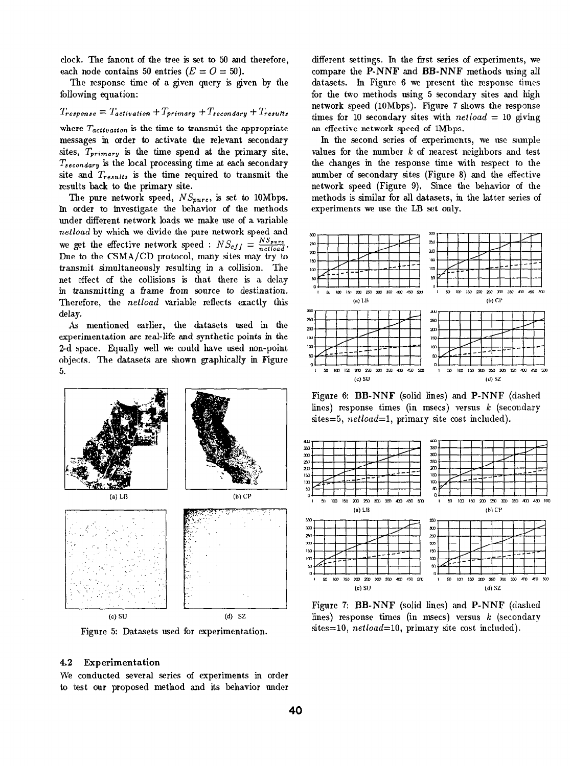clock. The fanout of the tree is set to 50 and therefore, each node contains 50 entries ($E = O = 50$).

The response time of a given query is given by the following equation:

$$T_{response} = T_{activation} + T_{primary} + T_{secondary} + T_{results}$$

where $T_{activation}$ is the time to transmit the appropriate messages in order to activate the relevant secondary sites, $T_{primary}$ is the time spend at the primary site, $T_{secondary}$ is the local processing time at each secondary site and $T_{results}$ is the time required to transmit the results back to the primary site.

The pure network speed, $NS_{pure}$, is set to 10Mbps. In order to investigate the behavior of the methods under different network loads we make use of a variable *netload* by which we divide the pure network speed and we get the effective network speed : $NS_{eff} = \frac{NS_{pure}}{netload}$. Due to the CSMA/CD protocol, many sites may try to transmit simultaneously resulting in a collision. The net effect of the collisions is that there is a delay in transmitting a frame from source to destination. Therefore, the *netload* variable reflects exactly this delay.

As mentioned earlier, the datasets used in the experimentation are real-life and synthetic points in the 2-d space. Equally well we could have used non-point objects. The datasets are shown graphically in Figure 5.

(a) LB (b) CP (c) SU (d) SZ

Figure 5: Datasets used for experimentation.

### 4.2 Experimentation

We conducted several series of experiments in order to test our proposed method and its behavior under different settings. In the first series of experiments, we compare the **P-NNF** and **BB-NNF** methods using all datasets. In Figure 6 we present the response times for the two methods using 5 secondary sites and high network speed (10Mbps). Figure 7 shows the response times for 10 secondary sites with *netload* = 10 giving an effective network speed of 1Mbps.

In the second series of experiments, we use sample values for the number $k$ of nearest neighbors and test the changes in the response time with respect to the number of secondary sites (Figure 8) and the effective network speed (Figure 9). Since the behavior of the methods is similar for all datasets, in the latter series of experiments we use the LB set only.

(a) LB (b) CP (c) SU (d) SZ

Figure 6: **BB-NNF** (solid lines) and **P-NNF** (dashed lines) response times (in msecs) versus $k$ (secondary sites=5, *netload*=1, primary site cost included).

(a) LB (b) CP (c) SU (d) SZ

Figure 7: **BB-NNF** (solid lines) and **P-NNF** (dashed lines) response times (in msecs) versus $k$ (secondary sites=10, *netload*=10, primary site cost included).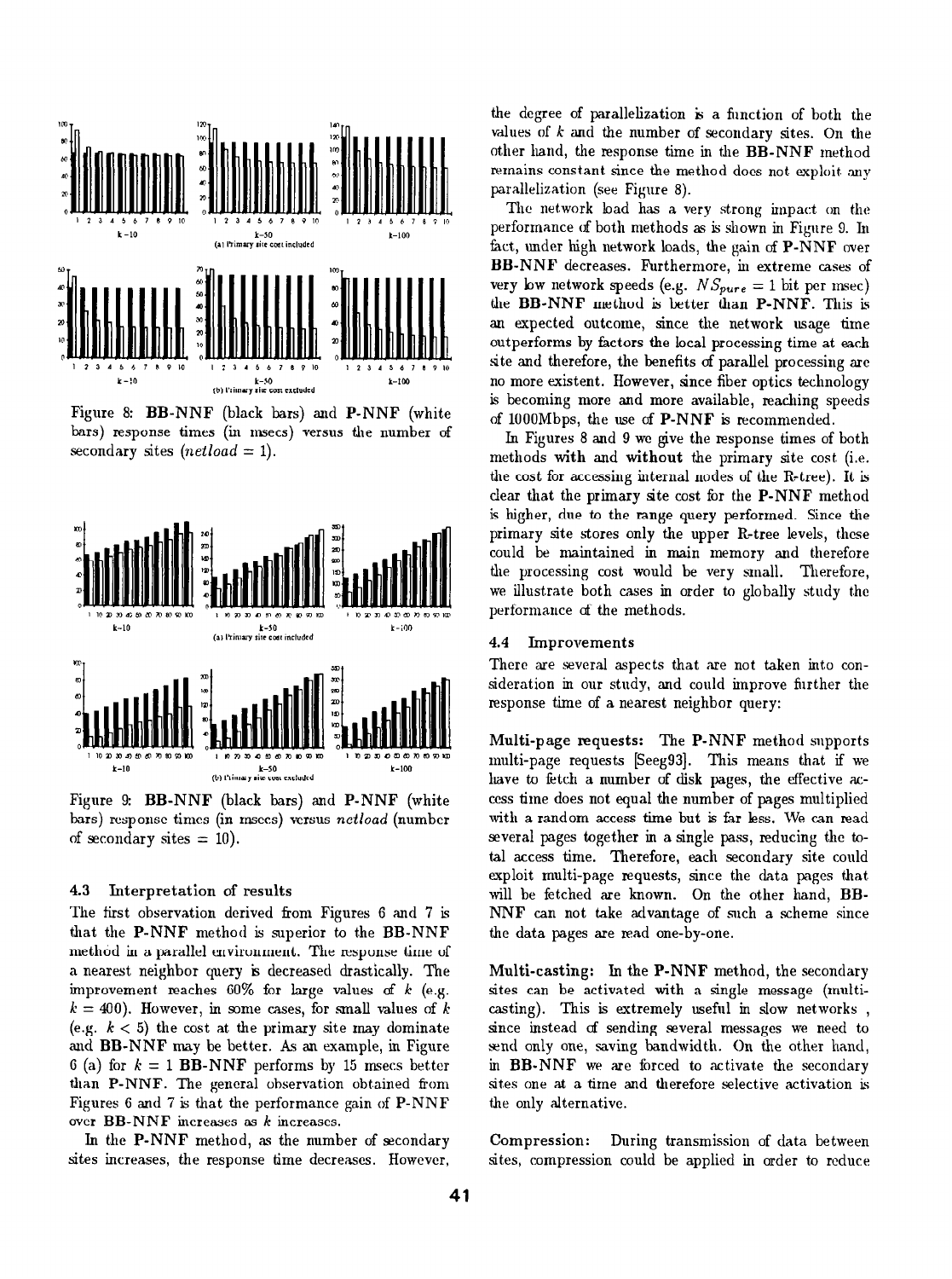Figure 8: **BB-NNF** (black bars) and **P-NNF** (white bars) response times (in msecs) versus the number of secondary sites (*netload* = 1).

Figure 9: **BB-NNF** (black bars) and **P-NNF** (white bars) response times (in msecs) versus *netload* (number of secondary sites = 10).

### 4.3 Interpretation of results

The first observation derived from Figures 6 and 7 is that the P-NNF method is superior to the BB-NNF method in a parallel environment. The response time of a nearest neighbor query is decreased drastically. The improvement reaches 60% for large values of $k$ (e.g. $k = 400$). However, in some cases, for small values of $k$ (e.g. $k < 5$) the cost at the primary site may dominate and **BB-NNF** may be better. As an example, in Figure 6 (a) for $k = 1$ **BB-NNF** performs by 15 msecs better than **P-NNF**. The general observation obtained from Figures 6 and 7 is that the performance gain of **P-NNF** over **BB-NNF** increases as $k$ increases.

In the **P-NNF** method, as the number of secondary sites increases, the response time decreases. However, the degree of parallelization is a function of both the values of $k$ and the number of secondary sites. On the other hand, the response time in the **BB-NNF** method remains constant since the method does not exploit any parallelization (see Figure 8).

The network load has a very strong impact on the performance of both methods as is shown in Figure 9. In fact, under high network loads, the gain of **P-NNF** over **BB-NNF** decreases. Furthermore, in extreme cases of very low network speeds (e.g. $NS_{pure} = 1$ bit per msec) the **BB-NNF** method is better than **P-NNF**. This is an expected outcome, since the network usage time outperforms by factors the local processing time at each site and therefore, the benefits of parallel processing are no more existent. However, since fiber optics technology is becoming more and more available, reaching speeds of 1000Mbps, the use of **P-NNF** is recommended.

In Figures 8 and 9 we give the response times of both methods **with** and **without** the primary site cost (i.e. the cost for accessing internal nodes of the R-tree). It is clear that the primary site cost for the **P-NNF** method is higher, due to the range query performed. Since the primary site stores only the upper R-tree levels, these could be maintained in main memory and therefore the processing cost would be very small. Therefore, we illustrate both cases in order to globally study the performance of the methods.

### 4.4 Improvements

There are several aspects that are not taken into consideration in our study, and could improve further the response time of a nearest neighbor query:

**Multi-page requests:** The **P-NNF** method supports multi-page requests [Seeg93]. This means that if we have to fetch a number of disk pages, the effective access time does not equal the number of pages multiplied with a random access time but is far less. We can read several pages together in a single pass, reducing the total access time. Therefore, each secondary site could exploit multi-page requests, since the data pages that will be fetched are known. On the other hand, **BB-NNF** can not take advantage of such a scheme since the data pages are read one-by-one.

**Multi-casting:** In the **P-NNF** method, the secondary sites can be activated with a single message (multi-casting). This is extremely useful in slow networks , since instead of sending several messages we need to send only one, saving bandwidth. On the other hand, in **BB-NNF** we are forced to activate the secondary sites one at a time and therefore selective activation is the only alternative.

**Compression:** During transmission of data between sites, compression could be applied in order to reduce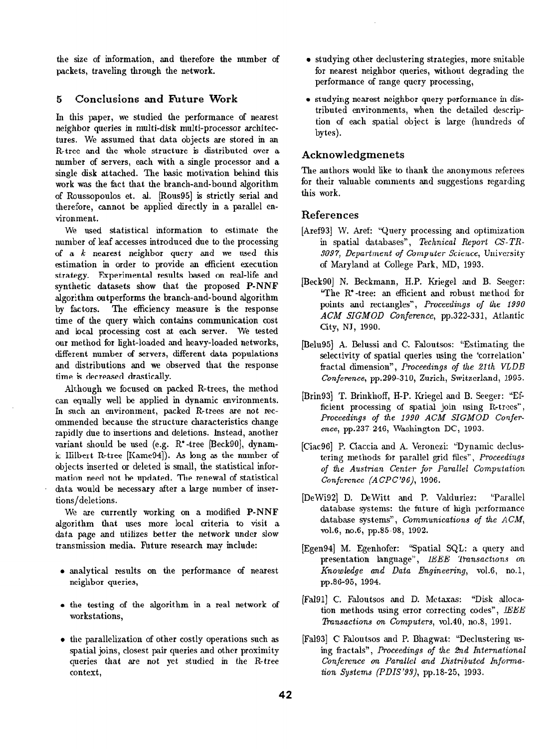the size of information, and therefore the number of packets, traveling through the network.

## 5 Conclusions and Future Work

In this paper, we studied the performance of nearest neighbor queries in multi-disk multi-processor architectures. We assumed that data objects are stored in an R-tree and the whole structure is distributed over a number of servers, each with a single processor and a single disk attached. The basic motivation behind this work was the fact that the branch-and-bound algorithm of Roussopoulos et. al. [Rous95] is strictly serial and therefore, cannot be applied directly in a parallel environment.

We used statistical information to estimate the number of leaf accesses introduced due to the processing of a $k$ nearest neighbor query and we used this estimation in order to provide an efficient execution strategy. Experimental results based on real-life and synthetic datasets show that the proposed **P-NNF** algorithm outperforms the branch-and-bound algorithm by factors. The efficiency measure is the response time of the query which contains communication cost and local processing cost at each server. We tested our method for light-loaded and heavy-loaded networks, different number of servers, different data populations and distributions and we observed that the response time is decreased drastically.

Although we focused on packed R-trees, the method can equally well be applied in dynamic environments. In such an environment, packed R-trees are not recommended because the structure characteristics change rapidly due to insertions and deletions. Instead, another variant should be used (e.g. R*-tree [Beck90], dynamic Hilbert R-tree [Kame94]). As long as the number of objects inserted or deleted is small, the statistical information need not be updated. The renewal of statistical data would be necessary after a large number of insertions/deletions.

We are currently working on a modified **P-NNF** algorithm that uses more local criteria to visit a data page and utilizes better the network under slow transmission media. Future research may include:

- analytical results on the performance of nearest neighbor queries,
- the testing of the algorithm in a real network of workstations,
- the parallelization of other costly operations such as spatial joins, closest pair queries and other proximity queries that are not yet studied in the R-tree context,
- studying other declustering strategies, more suitable for nearest neighbor queries, without degrading the performance of range query processing,
- studying nearest neighbor query performance in distributed environments, when the detailed description of each spatial object is large (hundreds of bytes).

## Acknowledgmenets

The authors would like to thank the anonymous referees for their valuable comments and suggestions regarding this work.

## References

[Aref93] W. Aref: "Query processing and optimization in spatial databases", *Technical Report CS-TR-3097, Department of Computer Science*, University of Maryland at College Park, MD, 1993.

[Beck90] N. Beckmann, H.P. Kriegel and B. Seeger: "The R*-tree: an efficient and robust method for points and rectangles", *Proceedings of the 1990 ACM SIGMOD Conference*, pp.322-331, Atlantic City, NJ, 1990.

[Belu95] A. Belussi and C. Faloutsos: "Estimating the selectivity of spatial queries using the 'correlation' fractal dimension", *Proceedings of the 21th VLDB Conference*, pp.299-310, Zurich, Switzerland, 1995.

[Brin93] T. Brinkhoff, H-P. Kriegel and B. Seeger: "Efficient processing of spatial join using R-trees", *Proceedings of the 1990 ACM SIGMOD Conference*, pp.237-246, Washington DC, 1993.

[Ciac96] P. Ciaccia and A. Veronezi: "Dynamic declustering methods for parallel grid files", *Proceedings of the Austrian Center for Parallel Computation Conference (ACPC'96)*, 1996.

[DeWi92] D. DeWitt and P. Valduriez: "Parallel database systems: the future of high performance database systems", *Communications of the ACM*, vol.6, no.6, pp.85-98, 1992.

[Egen94] M. Egenhofer: "Spatial SQL: a query and presentation language", *IEEE Transactions on Knowledge and Data Engineering*, vol.6, no.1, pp.86-95, 1994.

[Fal91] C. Faloutsos and D. Metaxas: "Disk allocation methods using error correcting codes", *IEEE Transactions on Computers*, vol.40, no.8, 1991.

[Fal93] C Faloutsos and P. Bhagwat: "Declustering using fractals", *Proceedings of the 2nd International Conference on Parallel and Distributed Information Systems (PDIS'93)*, pp.18-25, 1993.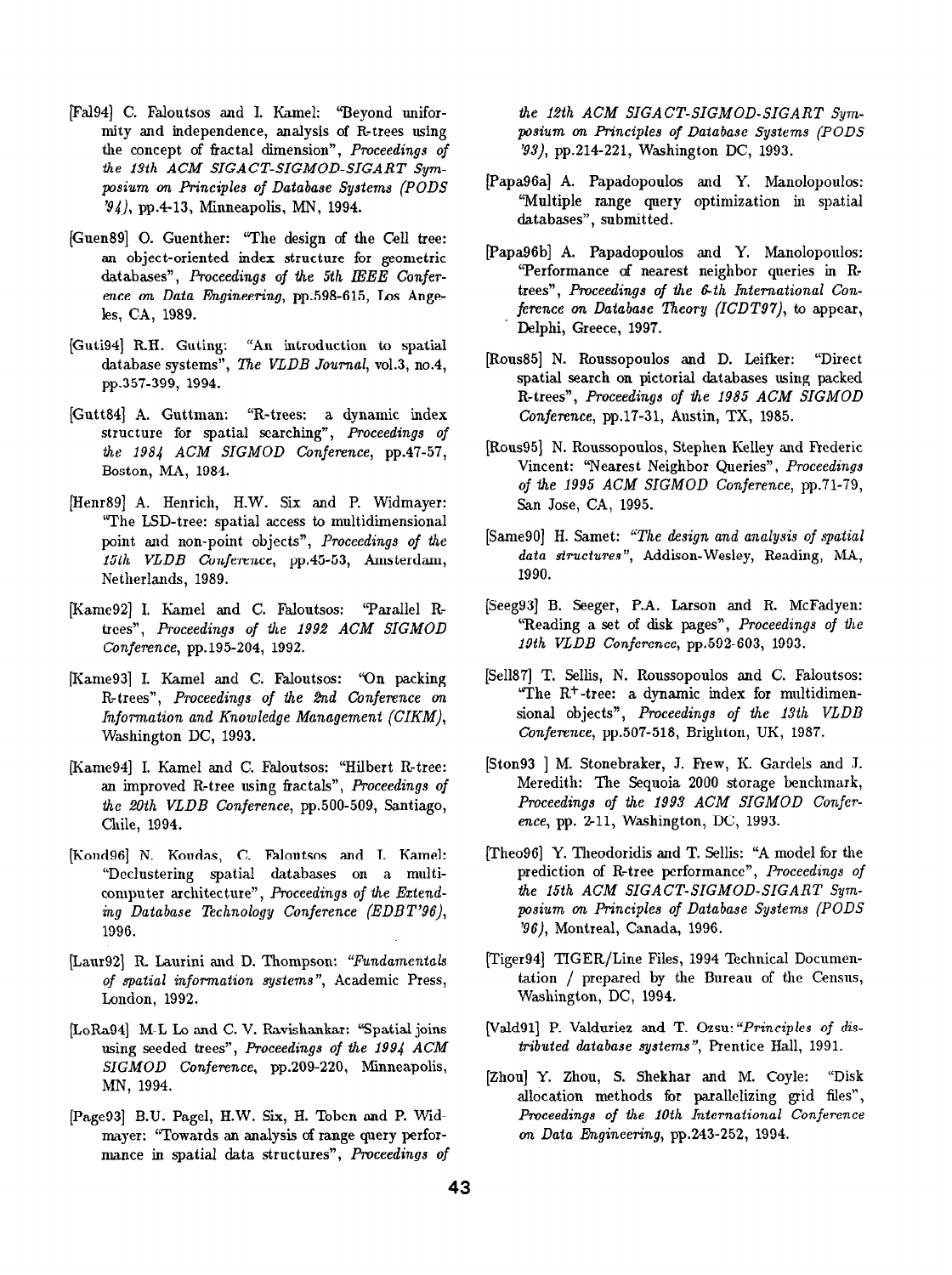[Fal94] C. Faloutsos and I. Kamel: "Beyond uniformity and independence, analysis of R-trees using the concept of fractal dimension", *Proceedings of the 13th ACM SIGACT-SIGMOD-SIGART Symposium on Principles of Database Systems (PODS '94)*, pp.4-13, Minneapolis, MN, 1994.

[Guen89] O. Guenther: "The design of the Cell tree: an object-oriented index structure for geometric databases", *Proceedings of the 5th IEEE Conference on Data Engineering*, pp.598-615, Los Angeles, CA, 1989.

[Guti94] R.H. Guting: "An introduction to spatial database systems", *The VLDB Journal*, vol.3, no.4, pp.357-399, 1994.

[Gutt84] A. Guttman: "R-trees: a dynamic index structure for spatial searching", *Proceedings of the 1984 ACM SIGMOD Conference*, pp.47-57, Boston, MA, 1984.

[Henr89] A. Henrich, H.W. Six and P. Widmayer: "The LSD-tree: spatial access to multidimensional point and non-point objects", *Proceedings of the 15th VLDB Conference*, pp.45-53, Amsterdam, Netherlands, 1989.

[Kame92] I. Kamel and C. Faloutsos: "Parallel R-trees", *Proceedings of the 1992 ACM SIGMOD Conference*, pp.195-204, 1992.

[Kame93] I. Kamel and C. Faloutsos: "On packing R-trees", *Proceedings of the 2nd Conference on Information and Knowledge Management (CIKM)*, Washington DC, 1993.

[Kame94] I. Kamel and C. Faloutsos: "Hilbert R-tree: an improved R-tree using fractals", *Proceedings of the 20th VLDB Conference*, pp.500-509, Santiago, Chile, 1994.

[Koud96] N. Koudas, C. Faloutsos and I. Kamel: "Declustering spatial databases on a multi-computer architecture", *Proceedings of the Extending Database Technology Conference (EDBT'96)*, 1996.

[Laur92] R. Laurini and D. Thompson: *"Fundamentals of spatial information systems"*, Academic Press, London, 1992.

[LoRa94] M-L Lo and C. V. Ravishankar: "Spatial joins using seeded trees", *Proceedings of the 1994 ACM SIGMOD Conference*, pp.209-220, Minneapolis, MN, 1994.

[Page93] B.U. Pagel, H.W. Six, H. Toben and P. Widmayer: "Towards an analysis of range query performance in spatial data structures", *Proceedings of the 12th ACM SIGACT-SIGMOD-SIGART Symposium on Principles of Database Systems (PODS '93)*, pp.214-221, Washington DC, 1993.

[Papa96a] A. Papadopoulos and Y. Manolopoulos: "Multiple range query optimization in spatial databases", submitted.

[Papa96b] A. Papadopoulos and Y. Manolopoulos: "Performance of nearest neighbor queries in R-trees", *Proceedings of the 6-th International Conference on Database Theory (ICDT97)*, to appear, Delphi, Greece, 1997.

[Rous85] N. Roussopoulos and D. Leifker: "Direct spatial search on pictorial databases using packed R-trees", *Proceedings of the 1985 ACM SIGMOD Conference*, pp.17-31, Austin, TX, 1985.

[Rous95] N. Roussopoulos, Stephen Kelley and Frederic Vincent: "Nearest Neighbor Queries", *Proceedings of the 1995 ACM SIGMOD Conference*, pp.71-79, San Jose, CA, 1995.

[Same90] H. Samet: *"The design and analysis of spatial data structures"*, Addison-Wesley, Reading, MA, 1990.

[Seeg93] B. Seeger, P.A. Larson and R. McFadyen: "Reading a set of disk pages", *Proceedings of the 19th VLDB Conference*, pp.592-603, 1993.

[Sell87] T. Sellis, N. Roussopoulos and C. Faloutsos: "The $R^+$-tree: a dynamic index for multidimensional objects", *Proceedings of the 13th VLDB Conference*, pp.507-518, Brighton, UK, 1987.

[Ston93 ] M. Stonebraker, J. Frew, K. Gardels and J. Meredith: The Sequoia 2000 storage benchmark, *Proceedings of the 1993 ACM SIGMOD Conference*, pp. 2-11, Washington, DC, 1993.

[Theo96] Y. Theodoridis and T. Sellis: "A model for the prediction of R-tree performance", *Proceedings of the 15th ACM SIGACT-SIGMOD-SIGART Symposium on Principles of Database Systems (PODS '96)*, Montreal, Canada, 1996.

[Tiger94] TIGER/Line Files, 1994 Technical Documentation / prepared by the Bureau of the Census, Washington, DC, 1994.

[Vald91] P. Valduriez and T. Ozsu: *"Principles of distributed database systems"*, Prentice Hall, 1991.

[Zhou] Y. Zhou, S. Shekhar and M. Coyle: "Disk allocation methods for parallelizing grid files", *Proceedings of the 10th International Conference on Data Engineering*, pp.243-252, 1994.